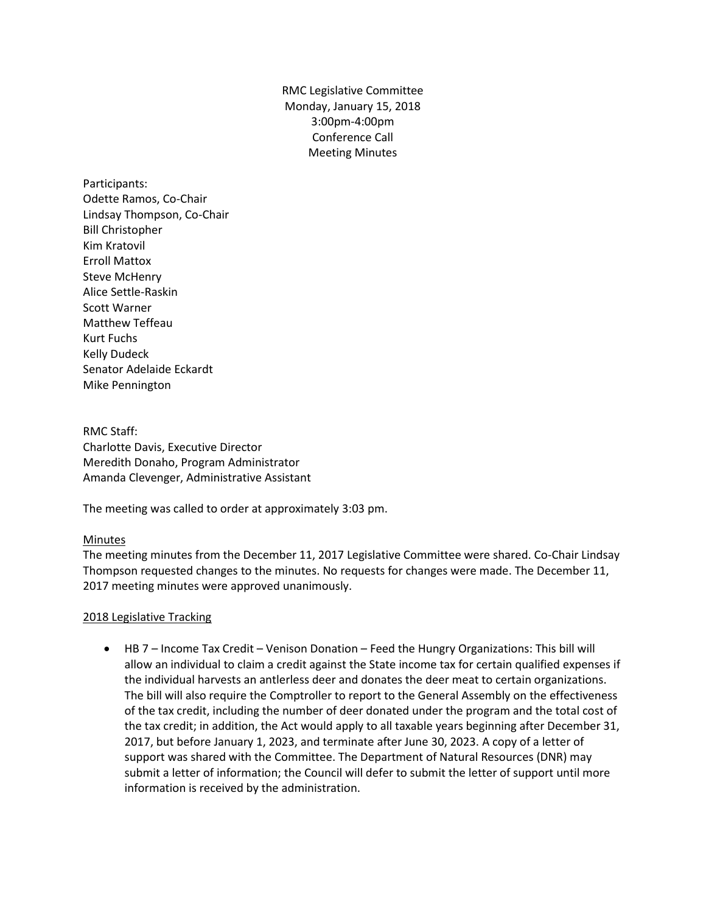RMC Legislative Committee
Monday, January 15, 2018
3:00pm-4:00pm
Conference Call
Meeting Minutes

Participants:
Odette Ramos, Co-Chair
Lindsay Thompson, Co-Chair
Bill Christopher
Kim Kratovil
Erroll Mattox
Steve McHenry
Alice Settle-Raskin
Scott Warner
Matthew Teffeau
Kurt Fuchs
Kelly Dudeck
Senator Adelaide Eckardt
Mike Pennington

RMC Staff:
Charlotte Davis, Executive Director
Meredith Donaho, Program Administrator
Amanda Clevenger, Administrative Assistant

The meeting was called to order at approximately 3:03 pm.

<u>Minutes</u>
The meeting minutes from the December 11, 2017 Legislative Committee were shared. Co-Chair Lindsay Thompson requested changes to the minutes. No requests for changes were made. The December 11, 2017 meeting minutes were approved unanimously.

<u>2018 Legislative Tracking</u>

- HB 7 – Income Tax Credit – Venison Donation – Feed the Hungry Organizations: This bill will allow an individual to claim a credit against the State income tax for certain qualified expenses if the individual harvests an antlerless deer and donates the deer meat to certain organizations. The bill will also require the Comptroller to report to the General Assembly on the effectiveness of the tax credit, including the number of deer donated under the program and the total cost of the tax credit; in addition, the Act would apply to all taxable years beginning after December 31, 2017, but before January 1, 2023, and terminate after June 30, 2023. A copy of a letter of support was shared with the Committee. The Department of Natural Resources (DNR) may submit a letter of information; the Council will defer to submit the letter of support until more information is received by the administration.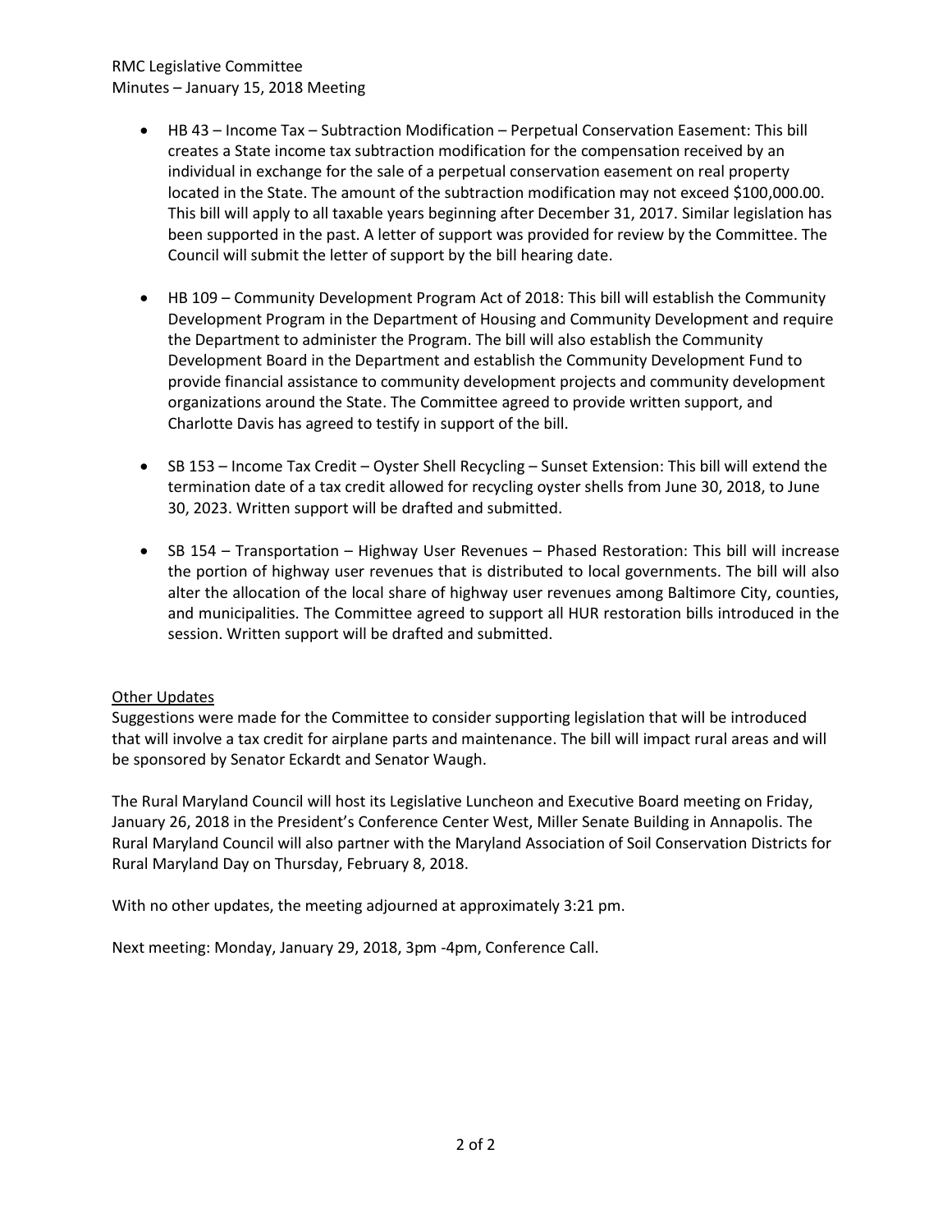- HB 43 – Income Tax – Subtraction Modification – Perpetual Conservation Easement: This bill creates a State income tax subtraction modification for the compensation received by an individual in exchange for the sale of a perpetual conservation easement on real property located in the State. The amount of the subtraction modification may not exceed $100,000.00. This bill will apply to all taxable years beginning after December 31, 2017. Similar legislation has been supported in the past. A letter of support was provided for review by the Committee. The Council will submit the letter of support by the bill hearing date.

- HB 109 – Community Development Program Act of 2018: This bill will establish the Community Development Program in the Department of Housing and Community Development and require the Department to administer the Program. The bill will also establish the Community Development Board in the Department and establish the Community Development Fund to provide financial assistance to community development projects and community development organizations around the State. The Committee agreed to provide written support, and Charlotte Davis has agreed to testify in support of the bill.

- SB 153 – Income Tax Credit – Oyster Shell Recycling – Sunset Extension: This bill will extend the termination date of a tax credit allowed for recycling oyster shells from June 30, 2018, to June 30, 2023. Written support will be drafted and submitted.

- SB 154 – Transportation – Highway User Revenues – Phased Restoration: This bill will increase the portion of highway user revenues that is distributed to local governments. The bill will also alter the allocation of the local share of highway user revenues among Baltimore City, counties, and municipalities. The Committee agreed to support all HUR restoration bills introduced in the session. Written support will be drafted and submitted.

<u>Other Updates</u>

Suggestions were made for the Committee to consider supporting legislation that will be introduced that will involve a tax credit for airplane parts and maintenance. The bill will impact rural areas and will be sponsored by Senator Eckardt and Senator Waugh.

The Rural Maryland Council will host its Legislative Luncheon and Executive Board meeting on Friday, January 26, 2018 in the President's Conference Center West, Miller Senate Building in Annapolis. The Rural Maryland Council will also partner with the Maryland Association of Soil Conservation Districts for Rural Maryland Day on Thursday, February 8, 2018.

With no other updates, the meeting adjourned at approximately 3:21 pm.

Next meeting: Monday, January 29, 2018, 3pm -4pm, Conference Call.